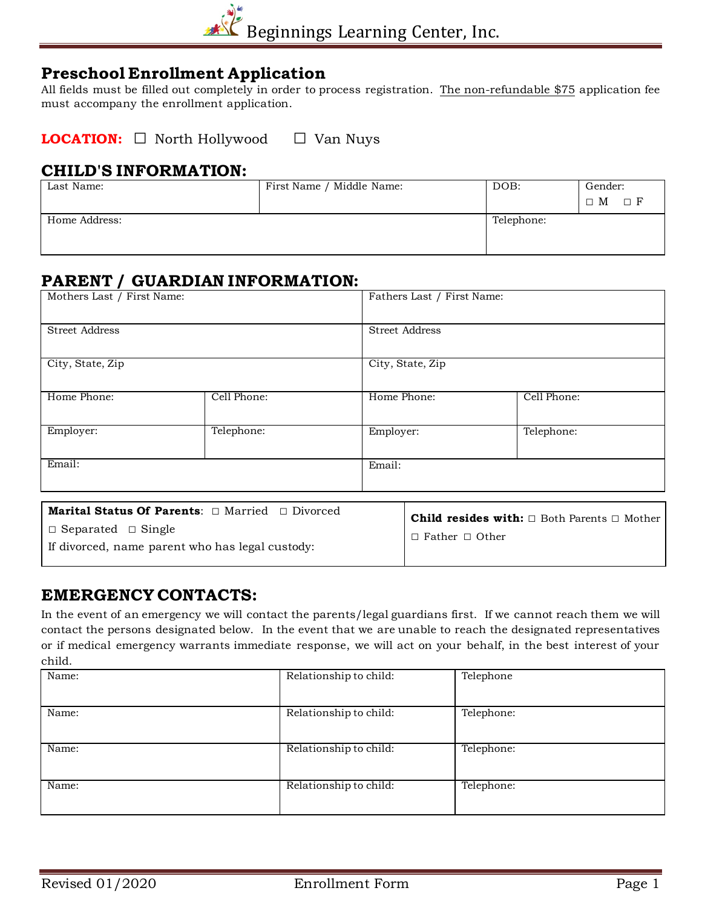# Beginnings Learning Center, Inc.

## Preschool Enrollment Application

All fields must be filled out completely in order to process registration. The non-refundable $75 application fee must accompany the enrollment application.

**LOCATION:** ☐ North Hollywood ☐ Van Nuys

## CHILD'S INFORMATION:

| Last Name: | First Name / Middle Name: | DOB: | Gender: ◻ M ◻ F |
|---|---|---|---|
| Home Address: | | Telephone: | |

## PARENT / GUARDIAN INFORMATION:

| Mothers Last / First Name: | | Fathers Last / First Name: | |
|---|---|---|---|
| Street Address | | Street Address | |
| City, State, Zip | | City, State, Zip | |
| Home Phone: | Cell Phone: | Home Phone: | Cell Phone: |
| Employer: | Telephone: | Employer: | Telephone: |
| Email: | | Email: | |

| **Marital Status Of Parents**: ◻ Married ◻ Divorced ◻ Separated ◻ Single If divorced, name parent who has legal custody: | **Child resides with:** ◻ Both Parents ◻ Mother ◻ Father ◻ Other |
|---|---|

## EMERGENCY CONTACTS:

In the event of an emergency we will contact the parents/legal guardians first. If we cannot reach them we will contact the persons designated below. In the event that we are unable to reach the designated representatives or if medical emergency warrants immediate response, we will act on your behalf, in the best interest of your child.

| Name: | Relationship to child: | Telephone |
|---|---|---|
| Name: | Relationship to child: | Telephone: |
| Name: | Relationship to child: | Telephone: |
| Name: | Relationship to child: | Telephone: |

Revised 01/2020 Enrollment Form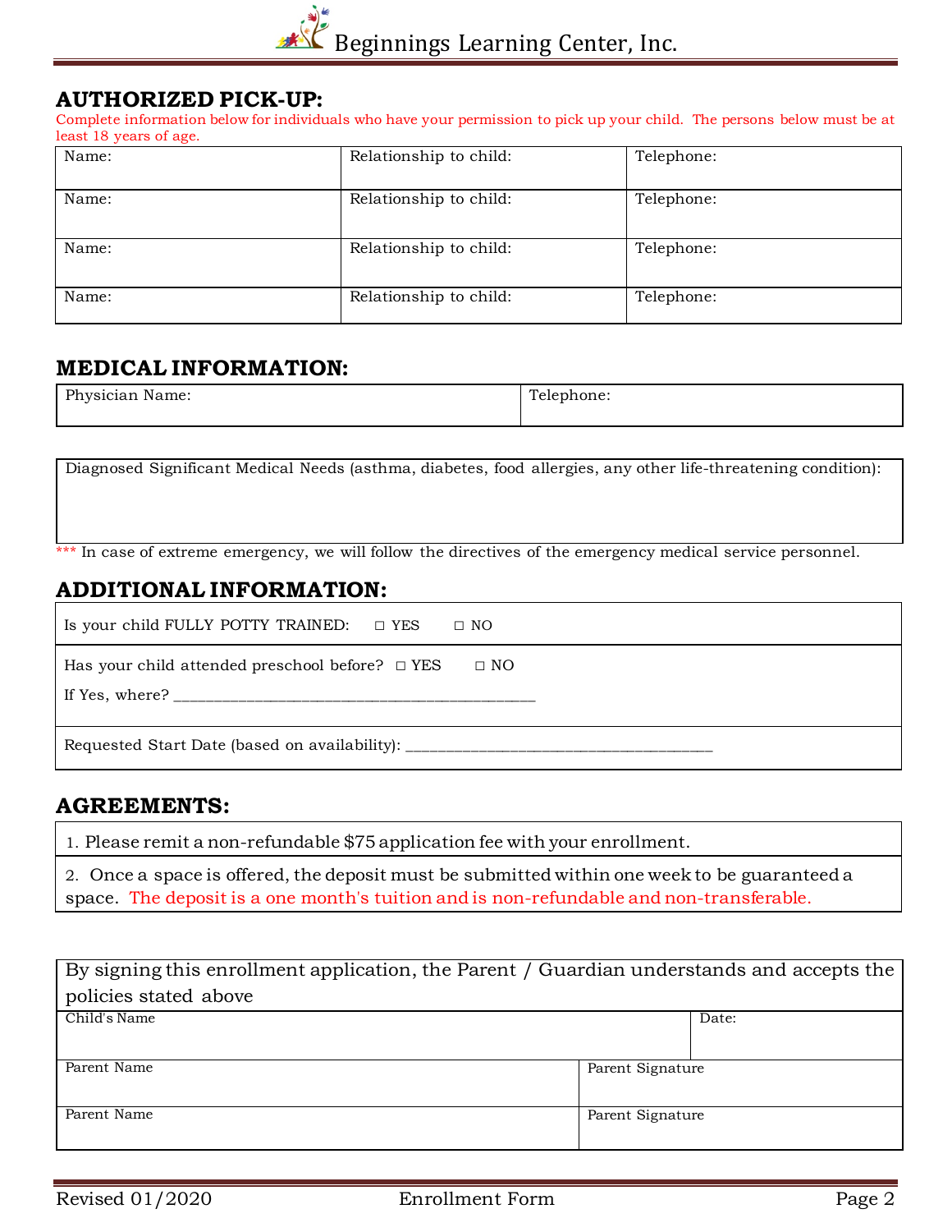## AUTHORIZED PICK-UP:

Complete information below for individuals who have your permission to pick up your child. The persons below must be at least 18 years of age.

| | | |
|---|---|---|
| Name: | Relationship to child: | Telephone: |
| Name: | Relationship to child: | Telephone: |
| Name: | Relationship to child: | Telephone: |
| Name: | Relationship to child: | Telephone: |

## MEDICAL INFORMATION:

| | |
|---|---|
| Physician Name: | Telephone: |

| |
|---|
| Diagnosed Significant Medical Needs (asthma, diabetes, food allergies, any other life-threatening condition): |

*** In case of extreme emergency, we will follow the directives of the emergency medical service personnel.

## ADDITIONAL INFORMATION:

| |
|---|
| Is your child FULLY POTTY TRAINED: ☐ YES ☐ NO |
| Has your child attended preschool before? ☐ YES ☐ NO<br>If Yes, where? ____________________________________________ |
| Requested Start Date (based on availability): ______________________________________ |

## AGREEMENTS:

| |
|---|
| 1. Please remit a non-refundable $75 application fee with your enrollment. |
| 2. Once a space is offered, the deposit must be submitted within one week to be guaranteed a space. The deposit is a one month's tuition and is non-refundable and non-transferable. |

By signing this enrollment application, the Parent / Guardian understands and accepts the policies stated above

| | |
|---|---|
| Child's Name | Date: |
| Parent Name | Parent Signature |
| Parent Name | Parent Signature |

Revised 01/2020 Enrollment Form